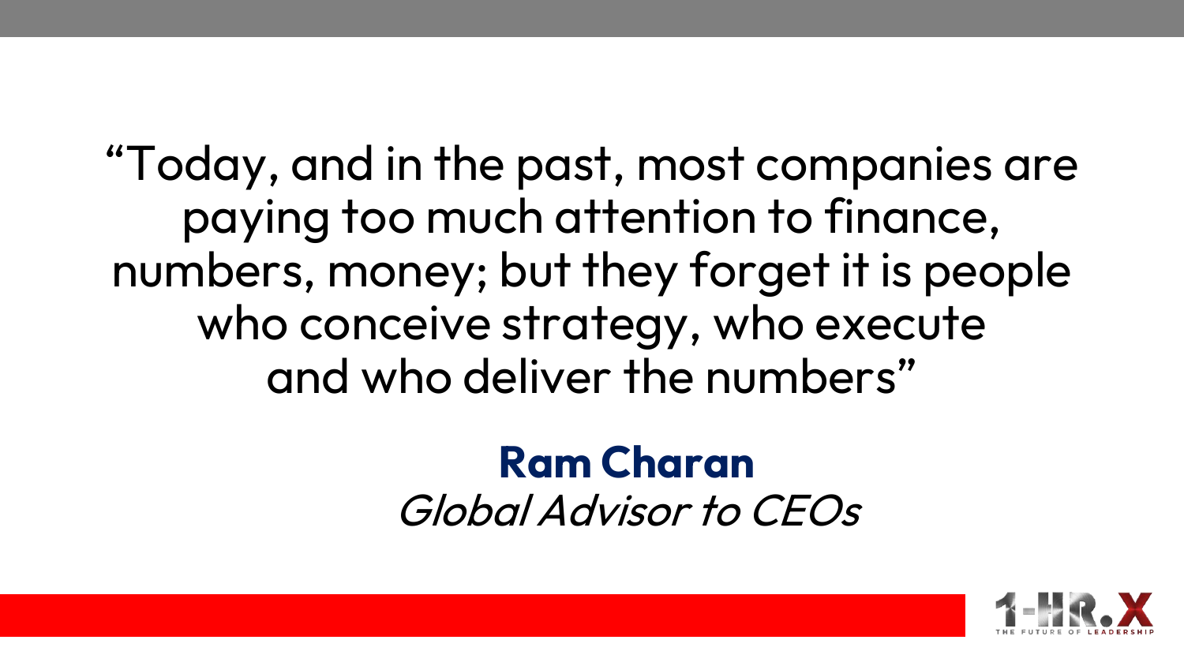"Today, and in the past, most companies are paying too much attention to finance, numbers, money; but they forget it is people who conceive strategy, who execute and who deliver the numbers"

**Ram Charan**
*Global Advisor to CEOs*

1-HR.X
THE FUTURE OF LEADERSHIP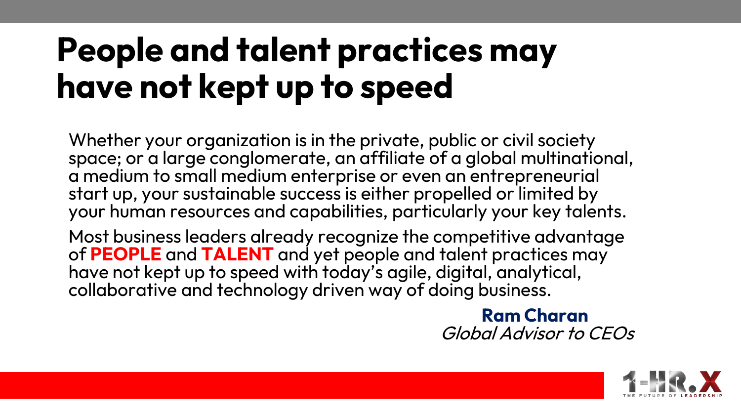# People and talent practices may have not kept up to speed

Whether your organization is in the private, public or civil society space; or a large conglomerate, an affiliate of a global multinational, a medium to small medium enterprise or even an entrepreneurial start up, your sustainable success is either propelled or limited by your human resources and capabilities, particularly your key talents.

Most business leaders already recognize the competitive advantage of **PEOPLE** and **TALENT** and yet people and talent practices may have not kept up to speed with today's agile, digital, analytical, collaborative and technology driven way of doing business.

**Ram Charan**
*Global Advisor to CEOs*

1-HR.X
THE FUTURE OF LEADERSHIP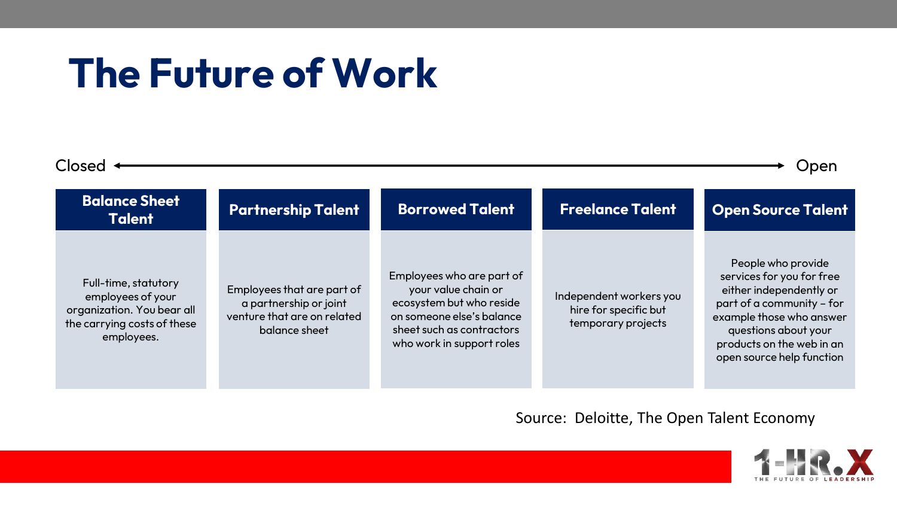# The Future of Work

Closed ←→ Open

| Balance Sheet Talent | Partnership Talent | Borrowed Talent | Freelance Talent | Open Source Talent |
| --- | --- | --- | --- | --- |
| Full-time, statutory employees of your organization. You bear all the carrying costs of these employees. | Employees that are part of a partnership or joint venture that are on related balance sheet | Employees who are part of your value chain or ecosystem but who reside on someone else's balance sheet such as contractors who work in support roles | Independent workers you hire for specific but temporary projects | People who provide services for you for free either independently or part of a community – for example those who answer questions about your products on the web in an open source help function |

Source: Deloitte, The Open Talent Economy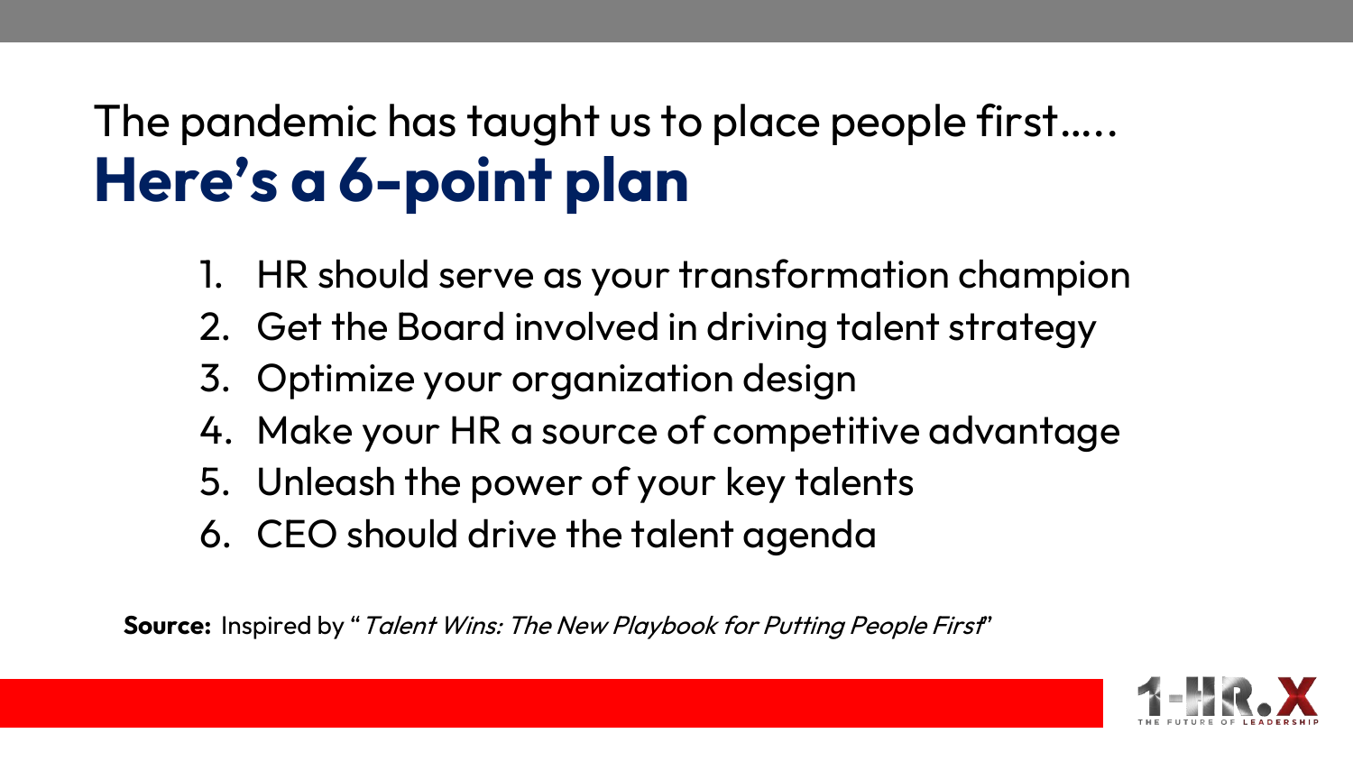The pandemic has taught us to place people first…..

# Here's a 6-point plan

1. HR should serve as your transformation champion
2. Get the Board involved in driving talent strategy
3. Optimize your organization design
4. Make your HR a source of competitive advantage
5. Unleash the power of your key talents
6. CEO should drive the talent agenda

**Source:** Inspired by "*Talent Wins: The New Playbook for Putting People First*"

1-HR.X THE FUTURE OF LEADERSHIP